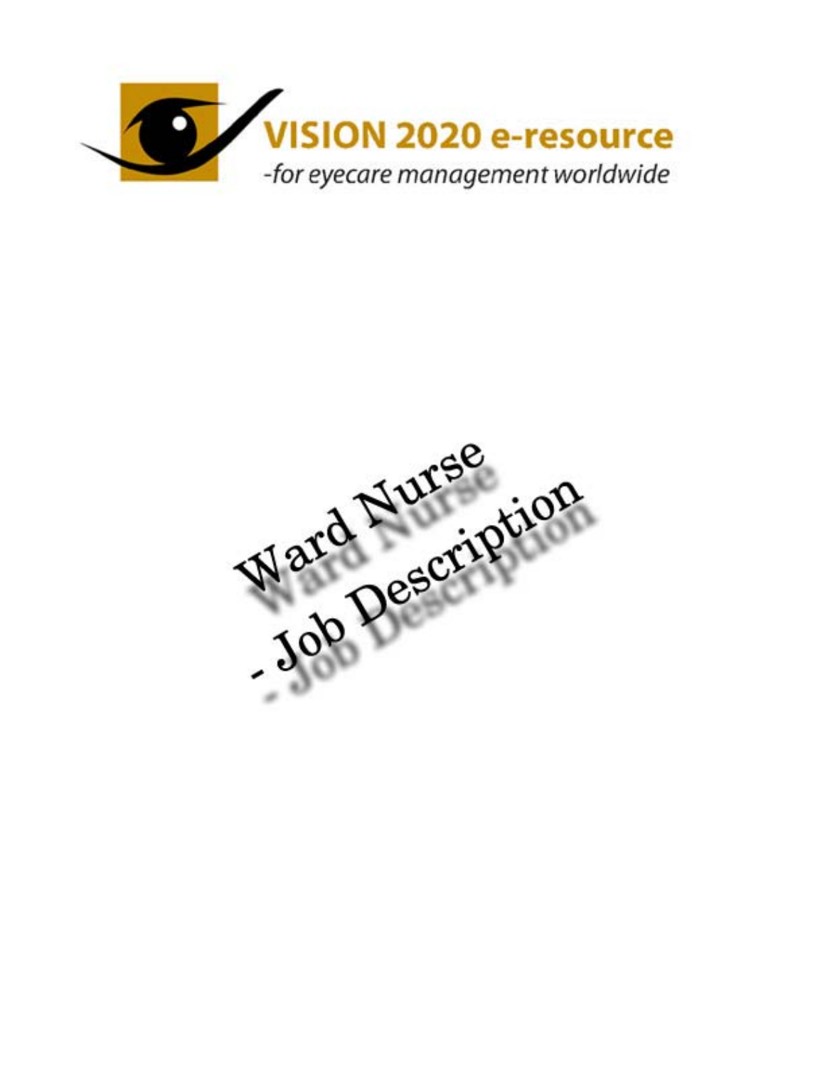**VISION 2020 e-resource**

*-for eyecare management worldwide*

# Ward Nurse - Job Description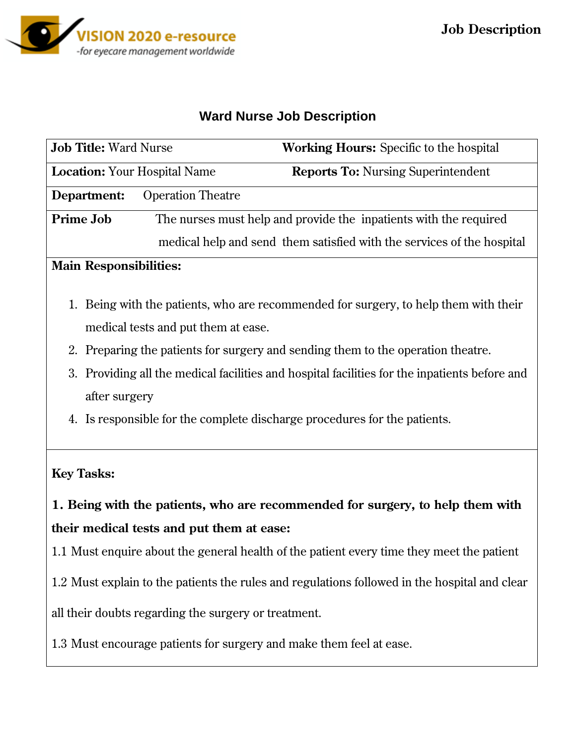## Ward Nurse Job Description

| **Job Title:** Ward Nurse | **Working Hours:** Specific to the hospital |
|---|---|
| **Location:** Your Hospital Name | **Reports To:** Nursing Superintendent |
| **Department:** Operation Theatre | |
| **Prime Job** | The nurses must help and provide the inpatients with the required medical help and send them satisfied with the services of the hospital |

**Main Responsibilities:**

1. Being with the patients, who are recommended for surgery, to help them with their medical tests and put them at ease.
2. Preparing the patients for surgery and sending them to the operation theatre.
3. Providing all the medical facilities and hospital facilities for the inpatients before and after surgery
4. Is responsible for the complete discharge procedures for the patients.

**Key Tasks:**

**1. Being with the patients, who are recommended for surgery, to help them with their medical tests and put them at ease:**

1.1 Must enquire about the general health of the patient every time they meet the patient

1.2 Must explain to the patients the rules and regulations followed in the hospital and clear all their doubts regarding the surgery or treatment.

1.3 Must encourage patients for surgery and make them feel at ease.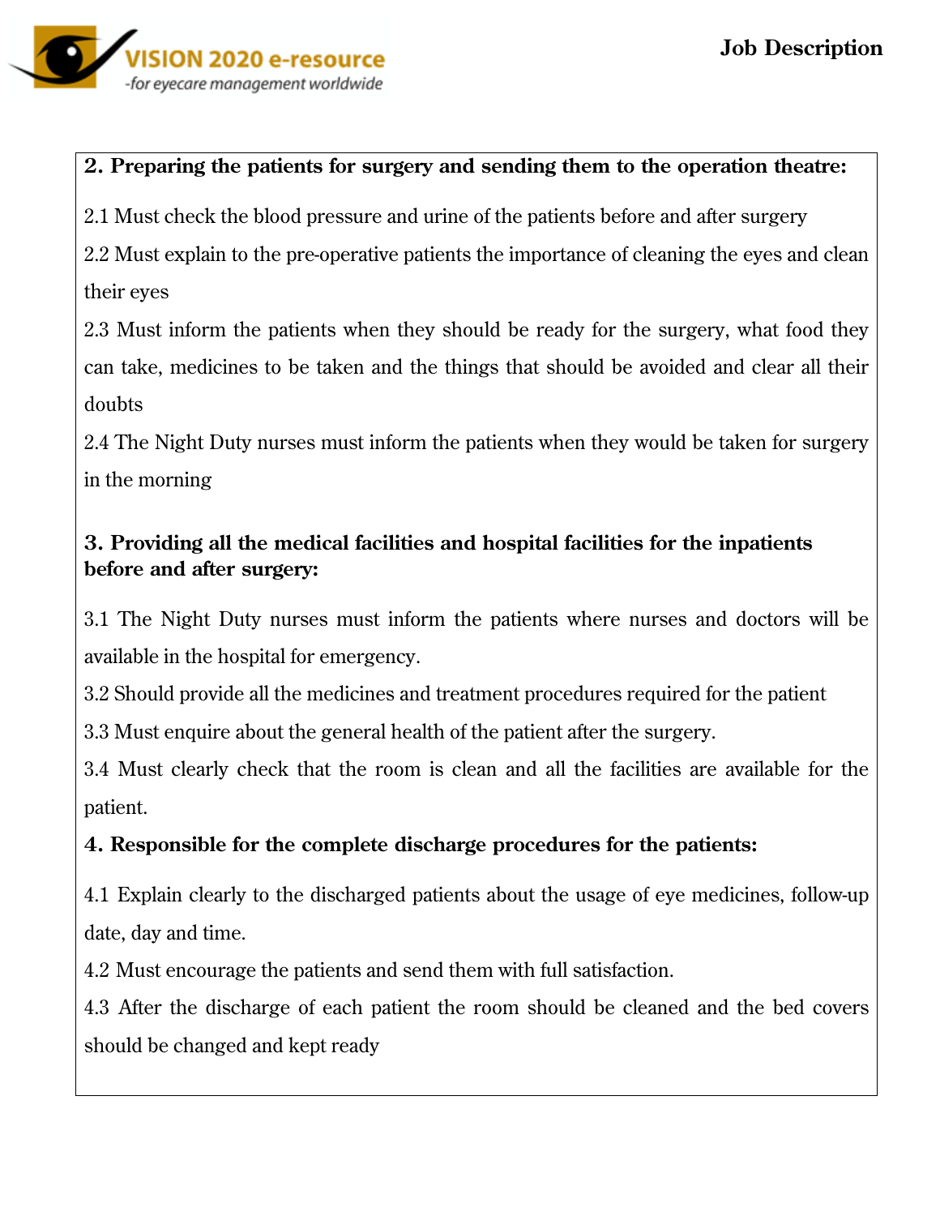**2. Preparing the patients for surgery and sending them to the operation theatre:**

2.1 Must check the blood pressure and urine of the patients before and after surgery

2.2 Must explain to the pre-operative patients the importance of cleaning the eyes and clean their eyes

2.3 Must inform the patients when they should be ready for the surgery, what food they can take, medicines to be taken and the things that should be avoided and clear all their doubts

2.4 The Night Duty nurses must inform the patients when they would be taken for surgery in the morning

**3. Providing all the medical facilities and hospital facilities for the inpatients before and after surgery:**

3.1 The Night Duty nurses must inform the patients where nurses and doctors will be available in the hospital for emergency.

3.2 Should provide all the medicines and treatment procedures required for the patient

3.3 Must enquire about the general health of the patient after the surgery.

3.4 Must clearly check that the room is clean and all the facilities are available for the patient.

**4. Responsible for the complete discharge procedures for the patients:**

4.1 Explain clearly to the discharged patients about the usage of eye medicines, follow-up date, day and time.

4.2 Must encourage the patients and send them with full satisfaction.

4.3 After the discharge of each patient the room should be cleaned and the bed covers should be changed and kept ready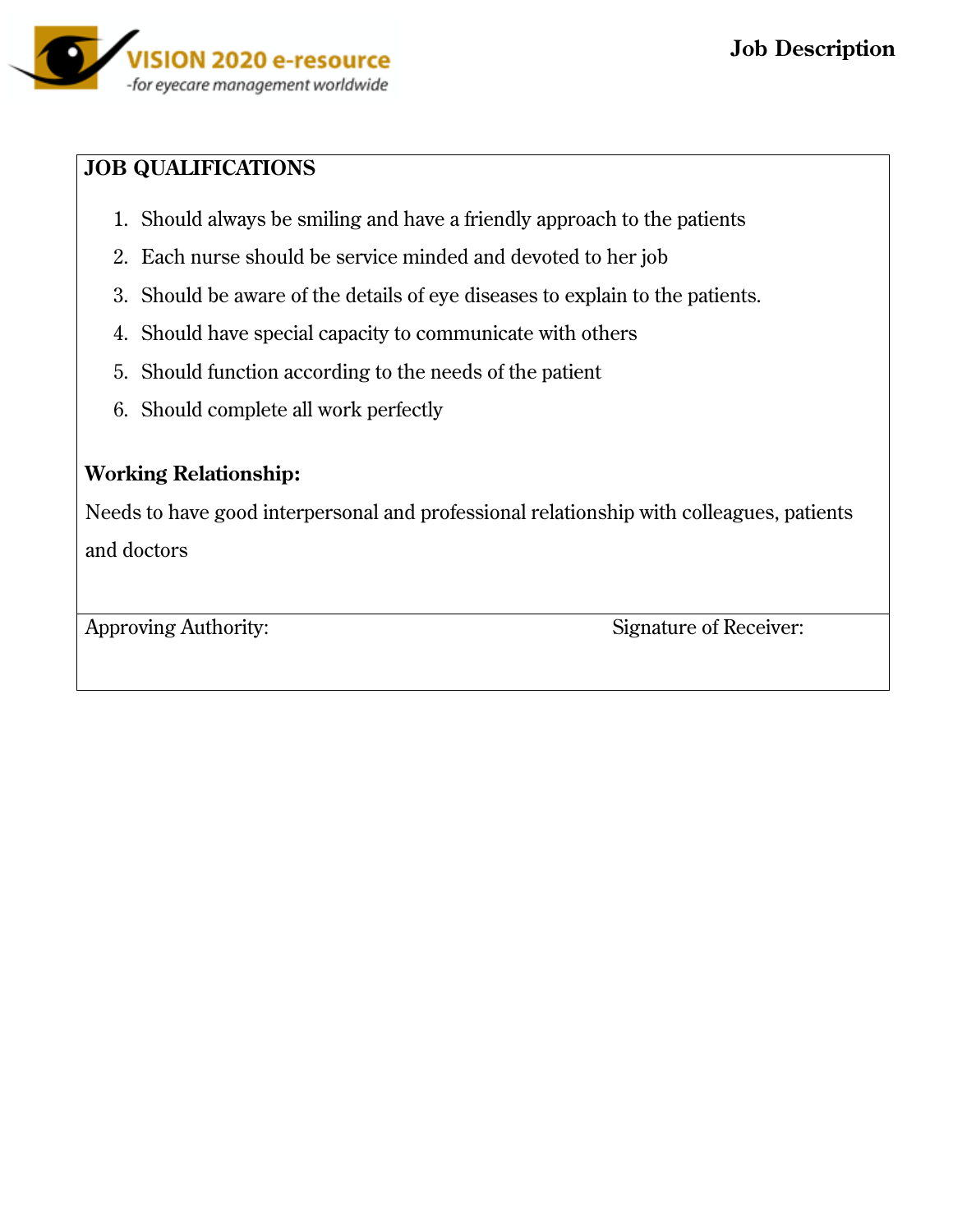## JOB QUALIFICATIONS

1. Should always be smiling and have a friendly approach to the patients
2. Each nurse should be service minded and devoted to her job
3. Should be aware of the details of eye diseases to explain to the patients.
4. Should have special capacity to communicate with others
5. Should function according to the needs of the patient
6. Should complete all work perfectly

**Working Relationship:**

Needs to have good interpersonal and professional relationship with colleagues, patients and doctors

| | |
|---|---|
| Approving Authority: | Signature of Receiver: |